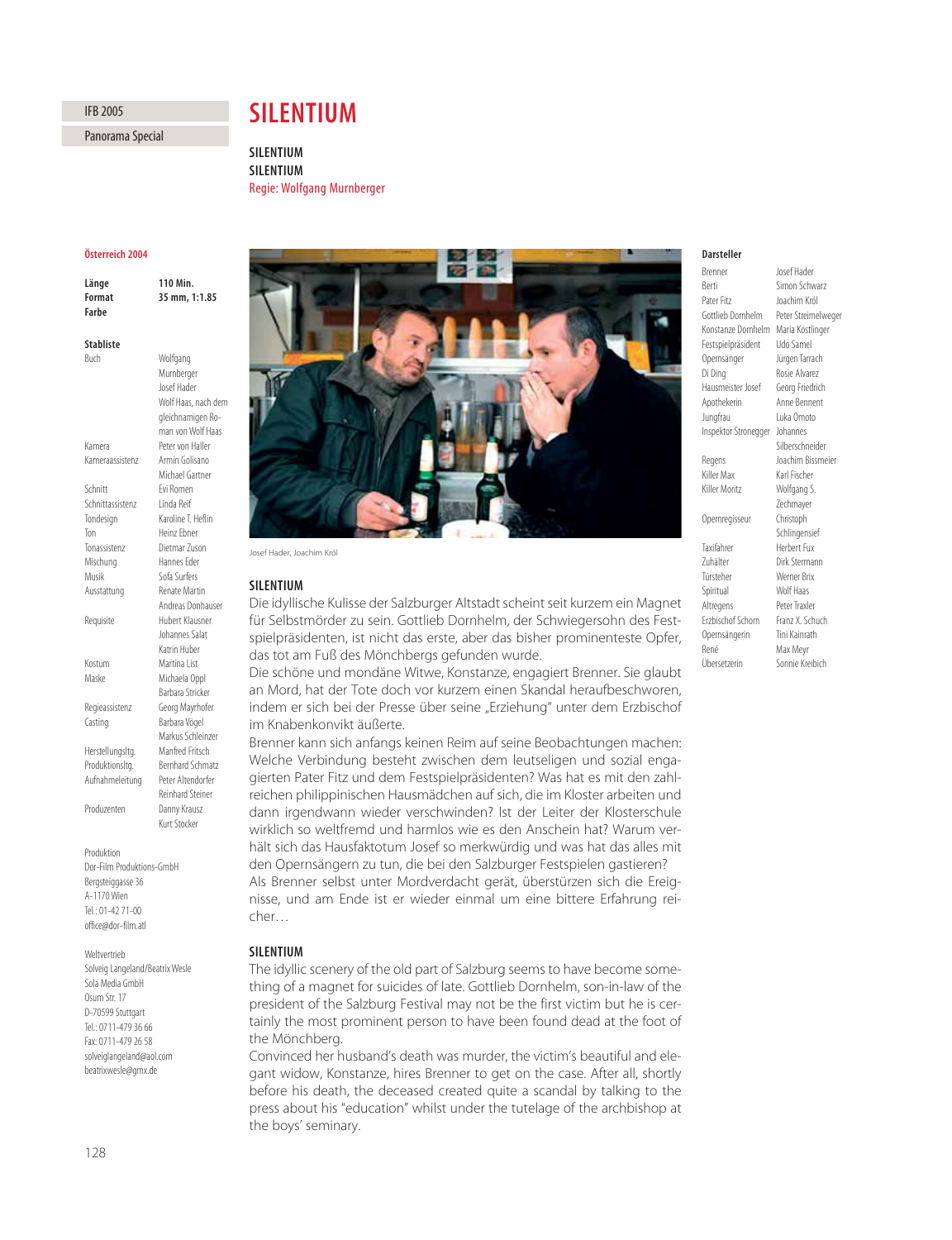IFB 2005

Panorama Special

# SILENTIUM

**SILENTIUM**
**SILENTIUM**
Regie: Wolfgang Murnberger

**Österreich 2004**

| | |
|---|---|
| **Länge** | **110 Min.** |
| **Format** | **35 mm, 1:1.85** |
| **Farbe** | |

**Stabliste**

| | |
|---|---|
| Buch | Wolfgang Murnberger Josef Hader Wolf Haas, nach dem gleichnamigen Roman von Wolf Haas |
| Kamera | Peter von Haller |
| Kameraassistenz | Armin Golisano Michael Gartner |
| Schnitt | Evi Romen |
| Schnittassistenz | Linda Reif |
| Tondesign | Karoline T. Heflin |
| Ton | Heinz Ebner |
| Tonassistenz | Dietmar Zuson |
| Mischung | Hannes Eder |
| Musik | Sofa Surfers |
| Ausstattung | Renate Martin Andreas Donhauser |
| Requisite | Hubert Klausner Johannes Salat Katrin Huber |
| Kostüm | Martina List |
| Maske | Michaela Oppl Barbara Stricker |
| Regieassistenz | Georg Mayrhofer |
| Casting | Barbara Vögel Markus Schleinzer |
| Herstellungsltg. | Manfred Fritsch |
| Produktionsltg. | Bernhard Schmatz |
| Aufnahmeleitung | Peter Altendorfer Reinhard Steiner |
| Produzenten | Danny Krausz Kurt Stocker |

Produktion
Dor-Film Produktions-GmbH
Bergsteiggasse 36
A-1170 Wien
Tel.: 01-42 71-00
office@dor-film.atl

Weltvertrieb
Solveig Langeland/Beatrix Wesle
Sola Media GmbH
Osum Str. 17
D-70599 Stuttgart
Tel.: 0711-479 36 66
Fax: 0711-479 26 58
solveiglangeland@aol.com
beatrixwesle@gmx.de

Josef Hader, Joachim Król

**SILENTIUM**

Die idyllische Kulisse der Salzburger Altstadt scheint seit kurzem ein Magnet für Selbstmörder zu sein. Gottlieb Dornhelm, der Schwiegersohn des Festspielpräsidenten, ist nicht das erste, aber das bisher prominenteste Opfer, das tot am Fuß des Mönchbergs gefunden wurde.
Die schöne und mondäne Witwe, Konstanze, engagiert Brenner. Sie glaubt an Mord, hat der Tote doch vor kurzem einen Skandal heraufbeschworen, indem er sich bei der Presse über seine „Erziehung" unter dem Erzbischof im Knabenkonvikt äußerte.
Brenner kann sich anfangs keinen Reim auf seine Beobachtungen machen: Welche Verbindung besteht zwischen dem leutseligen und sozial engagierten Pater Fitz und dem Festspielpräsidenten? Was hat es mit den zahlreichen philippinischen Hausmädchen auf sich, die im Kloster arbeiten und dann irgendwann wieder verschwinden? Ist der Leiter der Klosterschule wirklich so weltfremd und harmlos wie es den Anschein hat? Warum verhält sich das Hausfaktotum Josef so merkwürdig und was hat das alles mit den Opernsängern zu tun, die bei den Salzburger Festspielen gastieren?
Als Brenner selbst unter Mordverdacht gerät, überstürzen sich die Ereignisse, und am Ende ist er wieder einmal um eine bittere Erfahrung reicher…

**SILENTIUM**

The idyllic scenery of the old part of Salzburg seems to have become something of a magnet for suicides of late. Gottlieb Dornhelm, son-in-law of the president of the Salzburg Festival may not be the first victim but he is certainly the most prominent person to have been found dead at the foot of the Mönchberg.
Convinced her husband's death was murder, the victim's beautiful and elegant widow, Konstanze, hires Brenner to get on the case. After all, shortly before his death, the deceased created quite a scandal by talking to the press about his "education" whilst under the tutelage of the archbishop at the boys' seminary.

**Darsteller**

| | |
|---|---|
| Brenner | Josef Hader |
| Berti | Simon Schwarz |
| Pater Fitz | Joachim Król |
| Gottlieb Dornhelm | Peter Streimelweger |
| Konstanze Dornhelm | Maria Köstlinger |
| Festspielpräsident | Udo Samel |
| Opernsänger | Jürgen Tarrach |
| Di Ding | Rosie Alvarez |
| Hausmeister Josef | Georg Friedrich |
| Apothekerin | Anne Bennent |
| Jungfrau | Luka Omoto |
| Inspektor Stronegger | Johannes Silberschneider |
| Regens | Joachim Bissmeier |
| Killer Max | Karl Fischer |
| Killer Moritz | Wolfgang S. Zechmayer |
| Opernregisseur | Christoph Schlingensief |
| Taxifahrer | Herbert Fux |
| Zuhälter | Dirk Stermann |
| Türsteher | Werner Brix |
| Spiritual | Wolf Haas |
| Altregens | Peter Traxler |
| Erzbischof Schorn | Franz X. Schuch |
| Opernsängerin | Tini Kainrath |
| René | Max Meyr |
| Übersetzerin | Sonnie Kreibich |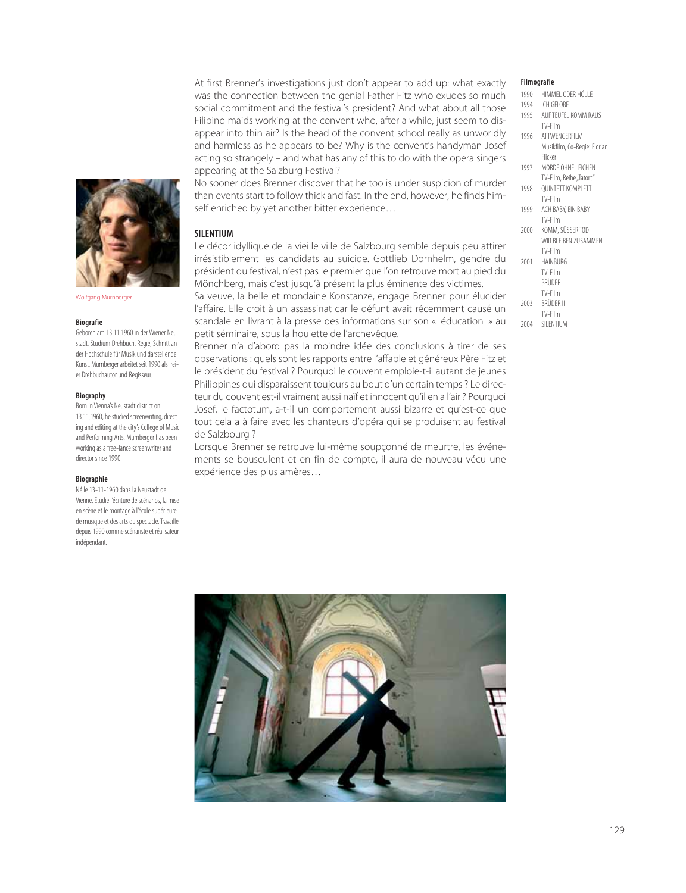At first Brenner's investigations just don't appear to add up: what exactly was the connection between the genial Father Fitz who exudes so much social commitment and the festival's president? And what about all those Filipino maids working at the convent who, after a while, just seem to disappear into thin air? Is the head of the convent school really as unworldly and harmless as he appears to be? Why is the convent's handyman Josef acting so strangely – and what has any of this to do with the opera singers appearing at the Salzburg Festival?

No sooner does Brenner discover that he too is under suspicion of murder than events start to follow thick and fast. In the end, however, he finds himself enriched by yet another bitter experience…

### SILENTIUM

Le décor idyllique de la vieille ville de Salzbourg semble depuis peu attirer irrésistiblement les candidats au suicide. Gottlieb Dornhelm, gendre du président du festival, n'est pas le premier que l'on retrouve mort au pied du Mönchberg, mais c'est jusqu'à présent la plus éminente des victimes.

Sa veuve, la belle et mondaine Konstanze, engage Brenner pour élucider l'affaire. Elle croit à un assassinat car le défunt avait récemment causé un scandale en livrant à la presse des informations sur son « éducation » au petit séminaire, sous la houlette de l'archevêque.

Brenner n'a d'abord pas la moindre idée des conclusions à tirer de ses observations : quels sont les rapports entre l'affable et généreux Père Fitz et le président du festival ? Pourquoi le couvent emploie-t-il autant de jeunes Philippines qui disparaissent toujours au bout d'un certain temps ? Le directeur du couvent est-il vraiment aussi naïf et innocent qu'il en a l'air ? Pourquoi Josef, le factotum, a-t-il un comportement aussi bizarre et qu'est-ce que tout cela a à faire avec les chanteurs d'opéra qui se produisent au festival de Salzbourg ?

Lorsque Brenner se retrouve lui-même soupçonné de meurtre, les événements se bousculent et en fin de compte, il aura de nouveau vécu une expérience des plus amères…

Wolfgang Murnberger

#### Biografie

Geboren am 13.11.1960 in der Wiener Neustadt. Studium Drehbuch, Regie, Schnitt an der Hochschule für Musik und darstellende Kunst. Murnberger arbeitet seit 1990 als freier Drehbuchautor und Regisseur.

#### Biography

Born in Vienna's Neustadt district on 13.11.1960, he studied screenwriting, directing and editing at the city's College of Music and Performing Arts. Murnberger has been working as a free-lance screenwriter and director since 1990.

#### Biographie

Né le 13-11-1960 dans la Neustadt de Vienne. Etudie l'écriture de scénarios, la mise en scène et le montage à l'école supérieure de musique et des arts du spectacle. Travaille depuis 1990 comme scénariste et réalisateur indépendant.

#### Filmografie

| | |
|---|---|
| 1990 | HIMMEL ODER HÖLLE |
| 1994 | ICH GELOBE |
| 1995 | AUF TEUFEL KOMM RAUS<br>TV-Film |
| 1996 | ATTWENGERFILM<br>Musikfilm, Co-Regie: Florian Flicker |
| 1997 | MORDE OHNE LEICHEN<br>TV-Film, Reihe „Tatort" |
| 1998 | QUINTETT KOMPLETT<br>TV-Film |
| 1999 | ACH BABY, EIN BABY<br>TV-Film |
| 2000 | KOMM, SÜSSER TOD<br>WIR BLEIBEN ZUSAMMEN<br>TV-Film |
| 2001 | HAINBURG<br>TV-Film<br>BRÜDER<br>TV-Film |
| 2003 | BRÜDER II<br>TV-Film |
| 2004 | SILENTIUM |